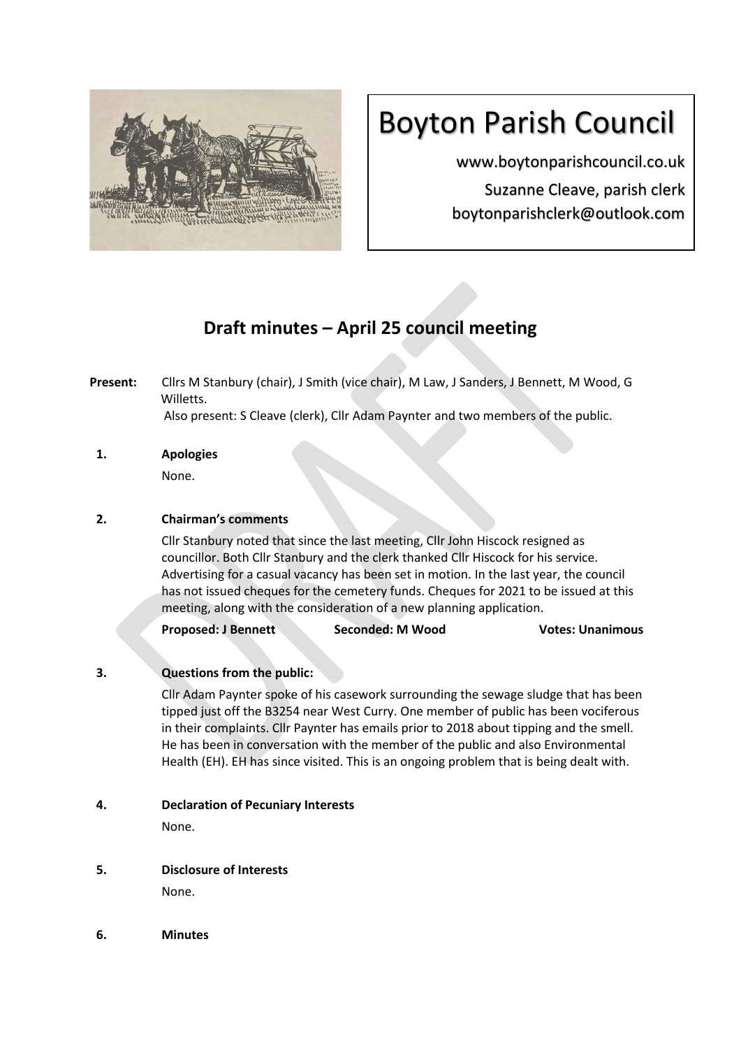# Boyton Parish Council

www.boytonparishcouncil.co.uk

Suzanne Cleave, parish clerk

boytonparishclerk@outlook.com

## Draft minutes – April 25 council meeting

**Present:** Cllrs M Stanbury (chair), J Smith (vice chair), M Law, J Sanders, J Bennett, M Wood, G Willetts.
Also present: S Cleave (clerk), Cllr Adam Paynter and two members of the public.

**1. Apologies**

None.

**2. Chairman's comments**

Cllr Stanbury noted that since the last meeting, Cllr John Hiscock resigned as councillor. Both Cllr Stanbury and the clerk thanked Cllr Hiscock for his service. Advertising for a casual vacancy has been set in motion. In the last year, the council has not issued cheques for the cemetery funds. Cheques for 2021 to be issued at this meeting, along with the consideration of a new planning application.

**Proposed: J Bennett** **Seconded: M Wood** **Votes: Unanimous**

**3. Questions from the public:**

Cllr Adam Paynter spoke of his casework surrounding the sewage sludge that has been tipped just off the B3254 near West Curry. One member of public has been vociferous in their complaints. Cllr Paynter has emails prior to 2018 about tipping and the smell. He has been in conversation with the member of the public and also Environmental Health (EH). EH has since visited. This is an ongoing problem that is being dealt with.

**4. Declaration of Pecuniary Interests**

None.

**5. Disclosure of Interests**

None.

**6. Minutes**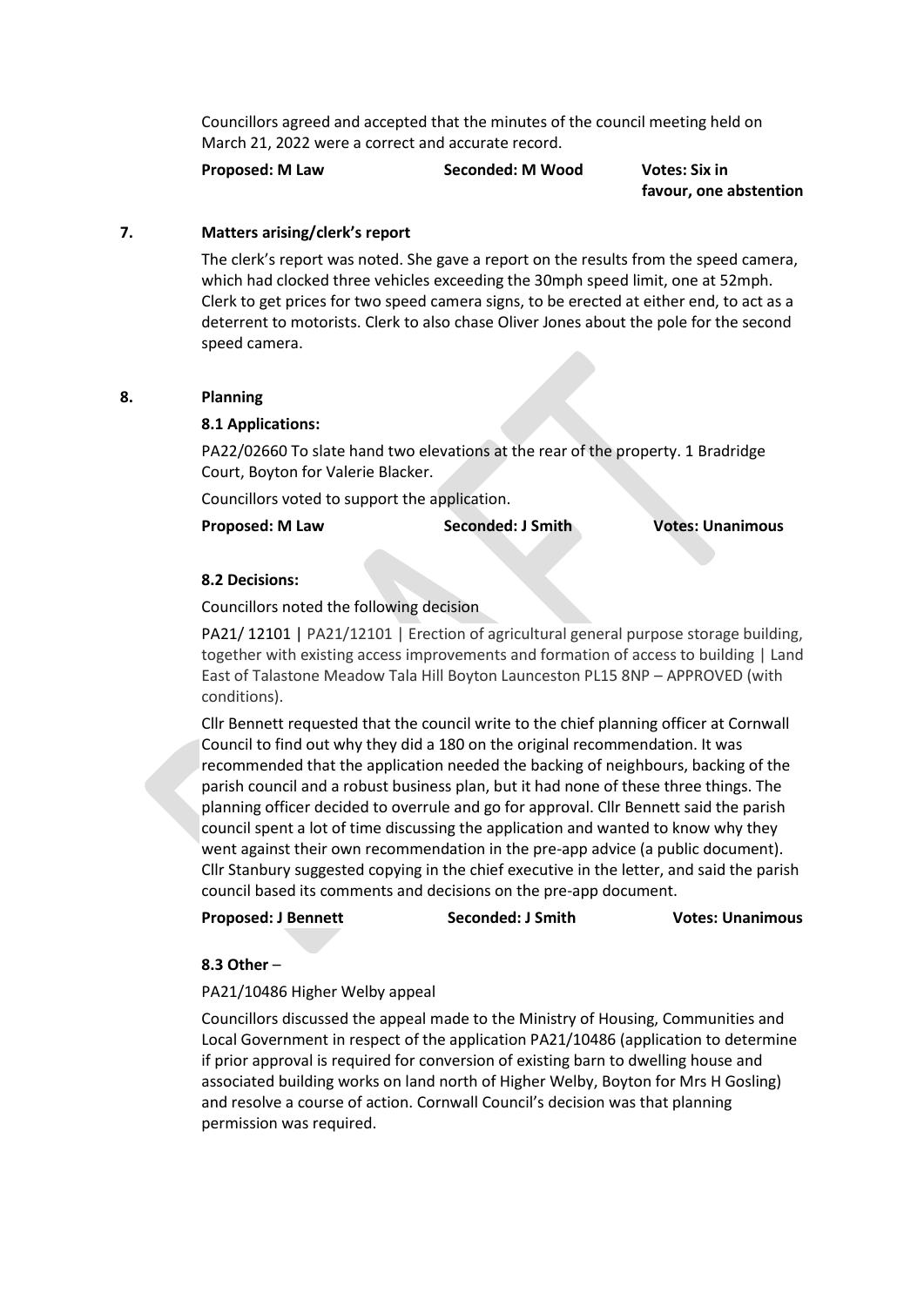Councillors agreed and accepted that the minutes of the council meeting held on March 21, 2022 were a correct and accurate record.

**Proposed: M Law** **Seconded: M Wood** **Votes: Six in favour, one abstention**

## 7. Matters arising/clerk's report

The clerk's report was noted. She gave a report on the results from the speed camera, which had clocked three vehicles exceeding the 30mph speed limit, one at 52mph. Clerk to get prices for two speed camera signs, to be erected at either end, to act as a deterrent to motorists. Clerk to also chase Oliver Jones about the pole for the second speed camera.

## 8. Planning

### 8.1 Applications:

PA22/02660 To slate hand two elevations at the rear of the property. 1 Bradridge Court, Boyton for Valerie Blacker.

Councillors voted to support the application.

**Proposed: M Law** **Seconded: J Smith** **Votes: Unanimous**

### 8.2 Decisions:

Councillors noted the following decision

PA21/ 12101 | PA21/12101 | Erection of agricultural general purpose storage building, together with existing access improvements and formation of access to building | Land East of Talastone Meadow Tala Hill Boyton Launceston PL15 8NP – APPROVED (with conditions).

Cllr Bennett requested that the council write to the chief planning officer at Cornwall Council to find out why they did a 180 on the original recommendation. It was recommended that the application needed the backing of neighbours, backing of the parish council and a robust business plan, but it had none of these three things. The planning officer decided to overrule and go for approval. Cllr Bennett said the parish council spent a lot of time discussing the application and wanted to know why they went against their own recommendation in the pre-app advice (a public document). Cllr Stanbury suggested copying in the chief executive in the letter, and said the parish council based its comments and decisions on the pre-app document.

**Proposed: J Bennett** **Seconded: J Smith** **Votes: Unanimous**

### 8.3 Other –

PA21/10486 Higher Welby appeal

Councillors discussed the appeal made to the Ministry of Housing, Communities and Local Government in respect of the application PA21/10486 (application to determine if prior approval is required for conversion of existing barn to dwelling house and associated building works on land north of Higher Welby, Boyton for Mrs H Gosling) and resolve a course of action. Cornwall Council's decision was that planning permission was required.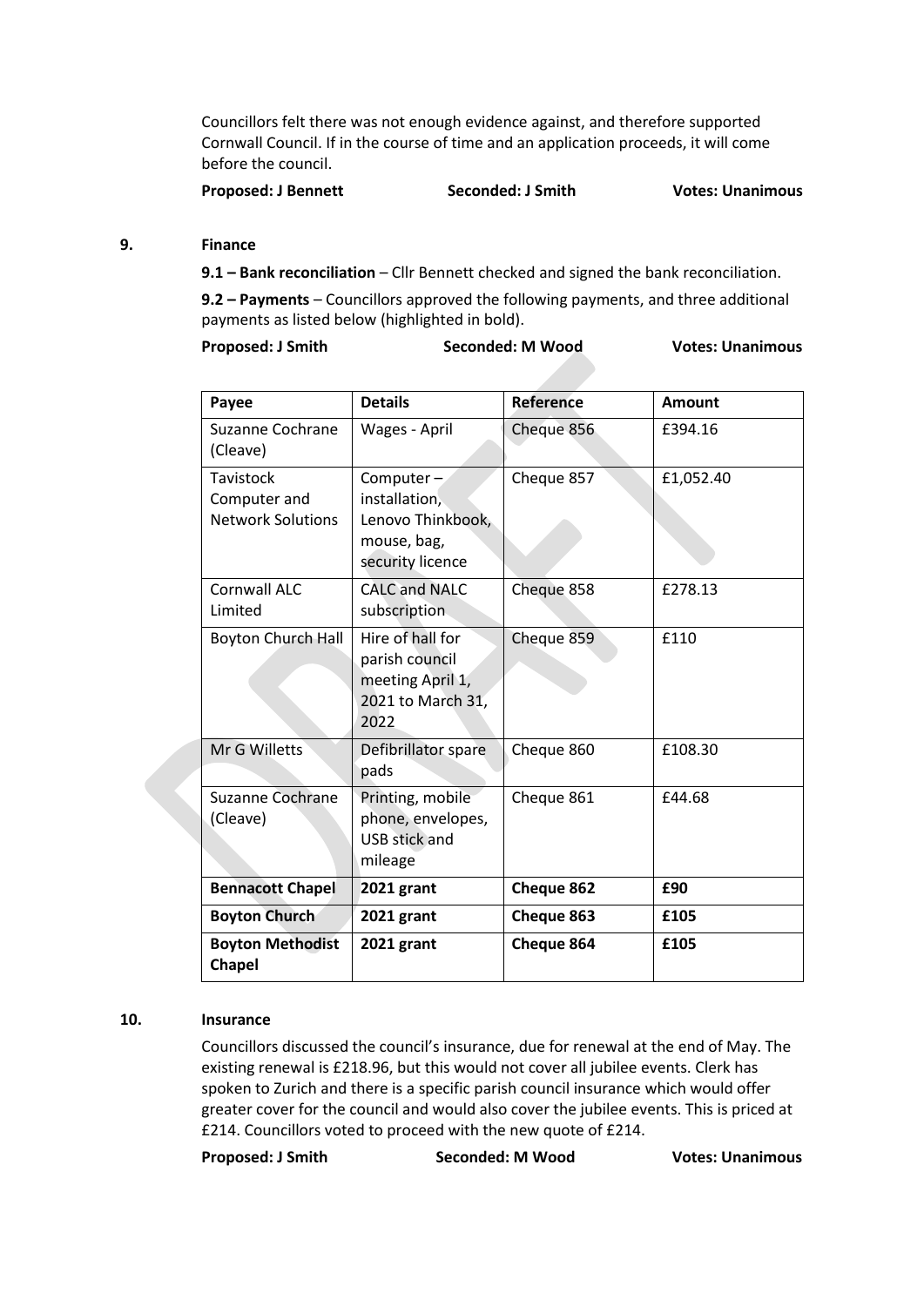Councillors felt there was not enough evidence against, and therefore supported Cornwall Council. If in the course of time and an application proceeds, it will come before the council.

**Proposed: J Bennett** **Seconded: J Smith** **Votes: Unanimous**

## 9. Finance

**9.1 – Bank reconciliation** – Cllr Bennett checked and signed the bank reconciliation.

**9.2 – Payments** – Councillors approved the following payments, and three additional payments as listed below (highlighted in bold).

**Proposed: J Smith** **Seconded: M Wood** **Votes: Unanimous**

| Payee | Details | Reference | Amount |
|---|---|---|---|
| Suzanne Cochrane (Cleave) | Wages - April | Cheque 856 | £394.16 |
| Tavistock Computer and Network Solutions | Computer – installation, Lenovo Thinkbook, mouse, bag, security licence | Cheque 857 | £1,052.40 |
| Cornwall ALC Limited | CALC and NALC subscription | Cheque 858 | £278.13 |
| Boyton Church Hall | Hire of hall for parish council meeting April 1, 2021 to March 31, 2022 | Cheque 859 | £110 |
| Mr G Willetts | Defibrillator spare pads | Cheque 860 | £108.30 |
| Suzanne Cochrane (Cleave) | Printing, mobile phone, envelopes, USB stick and mileage | Cheque 861 | £44.68 |
| **Bennacott Chapel** | **2021 grant** | **Cheque 862** | **£90** |
| **Boyton Church** | **2021 grant** | **Cheque 863** | **£105** |
| **Boyton Methodist Chapel** | **2021 grant** | **Cheque 864** | **£105** |

## 10. Insurance

Councillors discussed the council's insurance, due for renewal at the end of May. The existing renewal is £218.96, but this would not cover all jubilee events. Clerk has spoken to Zurich and there is a specific parish council insurance which would offer greater cover for the council and would also cover the jubilee events. This is priced at £214. Councillors voted to proceed with the new quote of £214.

**Proposed: J Smith** **Seconded: M Wood** **Votes: Unanimous**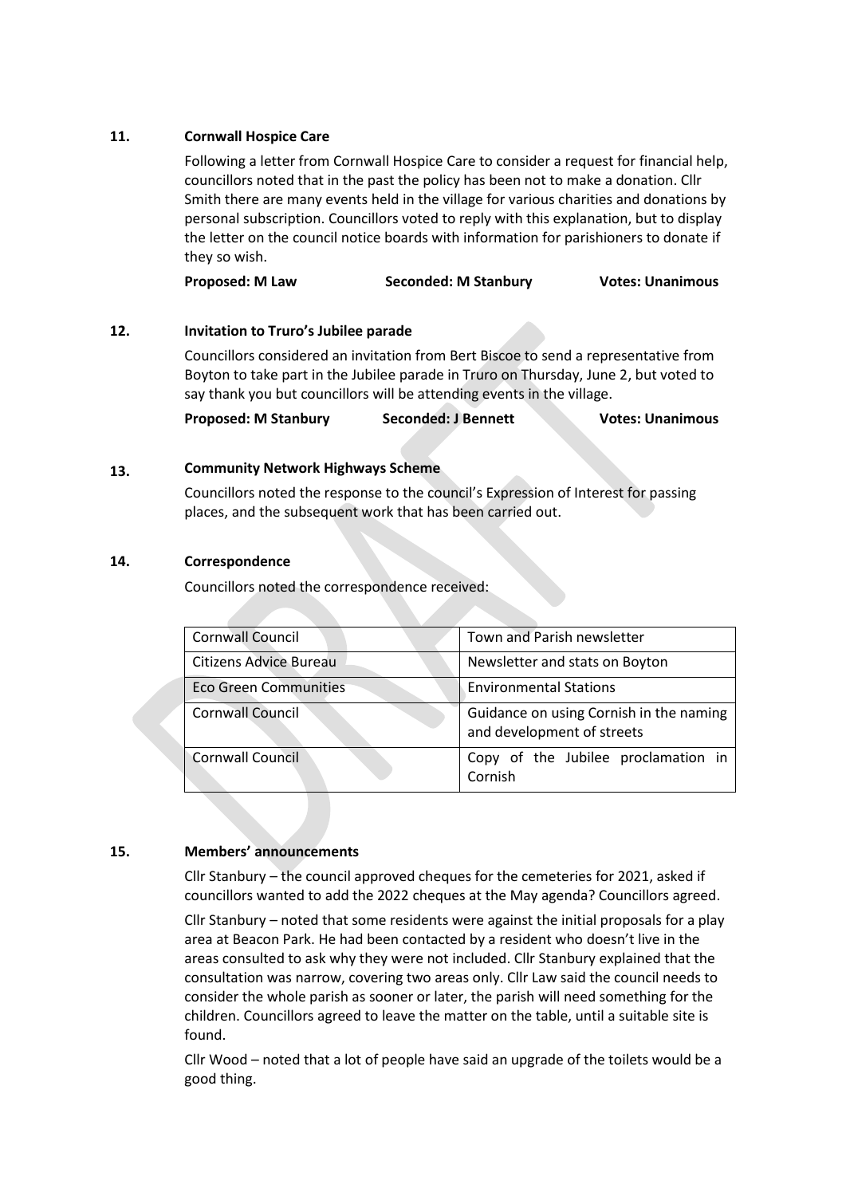**11. Cornwall Hospice Care**

Following a letter from Cornwall Hospice Care to consider a request for financial help, councillors noted that in the past the policy has been not to make a donation. Cllr Smith there are many events held in the village for various charities and donations by personal subscription. Councillors voted to reply with this explanation, but to display the letter on the council notice boards with information for parishioners to donate if they so wish.

**Proposed: M Law** **Seconded: M Stanbury** **Votes: Unanimous**

**12. Invitation to Truro's Jubilee parade**

Councillors considered an invitation from Bert Biscoe to send a representative from Boyton to take part in the Jubilee parade in Truro on Thursday, June 2, but voted to say thank you but councillors will be attending events in the village.

**Proposed: M Stanbury** **Seconded: J Bennett** **Votes: Unanimous**

**13. Community Network Highways Scheme**

Councillors noted the response to the council's Expression of Interest for passing places, and the subsequent work that has been carried out.

**14. Correspondence**

Councillors noted the correspondence received:

| | |
|---|---|
| Cornwall Council | Town and Parish newsletter |
| Citizens Advice Bureau | Newsletter and stats on Boyton |
| Eco Green Communities | Environmental Stations |
| Cornwall Council | Guidance on using Cornish in the naming and development of streets |
| Cornwall Council | Copy of the Jubilee proclamation in Cornish |

**15. Members' announcements**

Cllr Stanbury – the council approved cheques for the cemeteries for 2021, asked if councillors wanted to add the 2022 cheques at the May agenda? Councillors agreed.

Cllr Stanbury – noted that some residents were against the initial proposals for a play area at Beacon Park. He had been contacted by a resident who doesn't live in the areas consulted to ask why they were not included. Cllr Stanbury explained that the consultation was narrow, covering two areas only. Cllr Law said the council needs to consider the whole parish as sooner or later, the parish will need something for the children. Councillors agreed to leave the matter on the table, until a suitable site is found.

Cllr Wood – noted that a lot of people have said an upgrade of the toilets would be a good thing.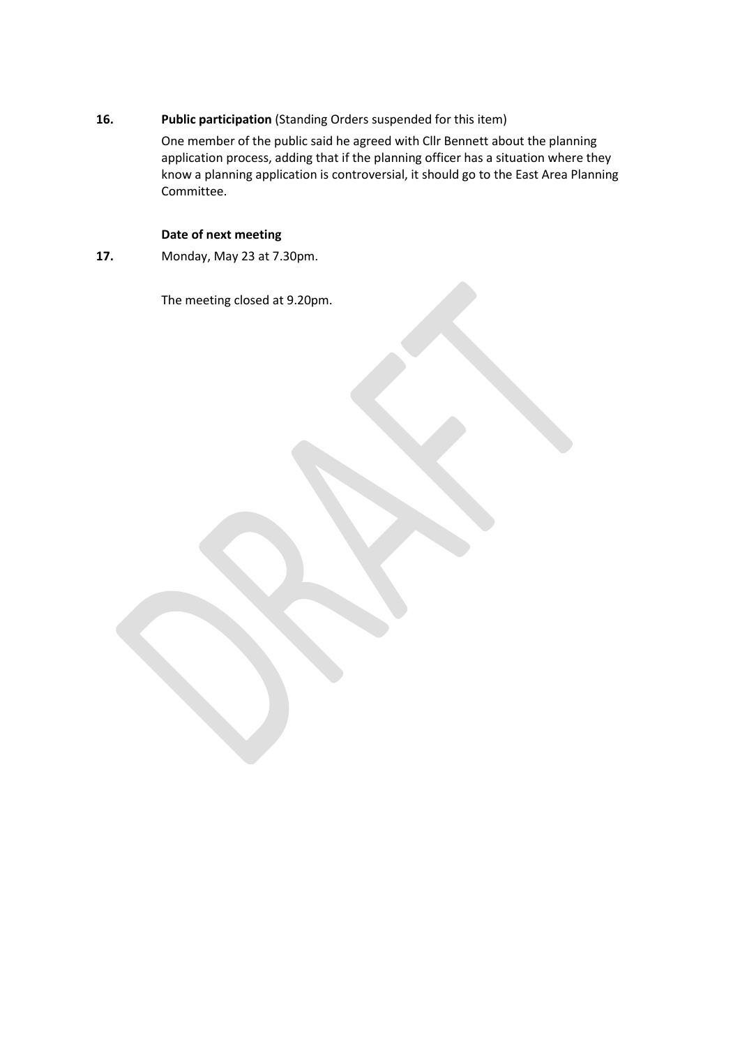**16. Public participation** (Standing Orders suspended for this item)

One member of the public said he agreed with Cllr Bennett about the planning application process, adding that if the planning officer has a situation where they know a planning application is controversial, it should go to the East Area Planning Committee.

**Date of next meeting**

**17.** Monday, May 23 at 7.30pm.

The meeting closed at 9.20pm.